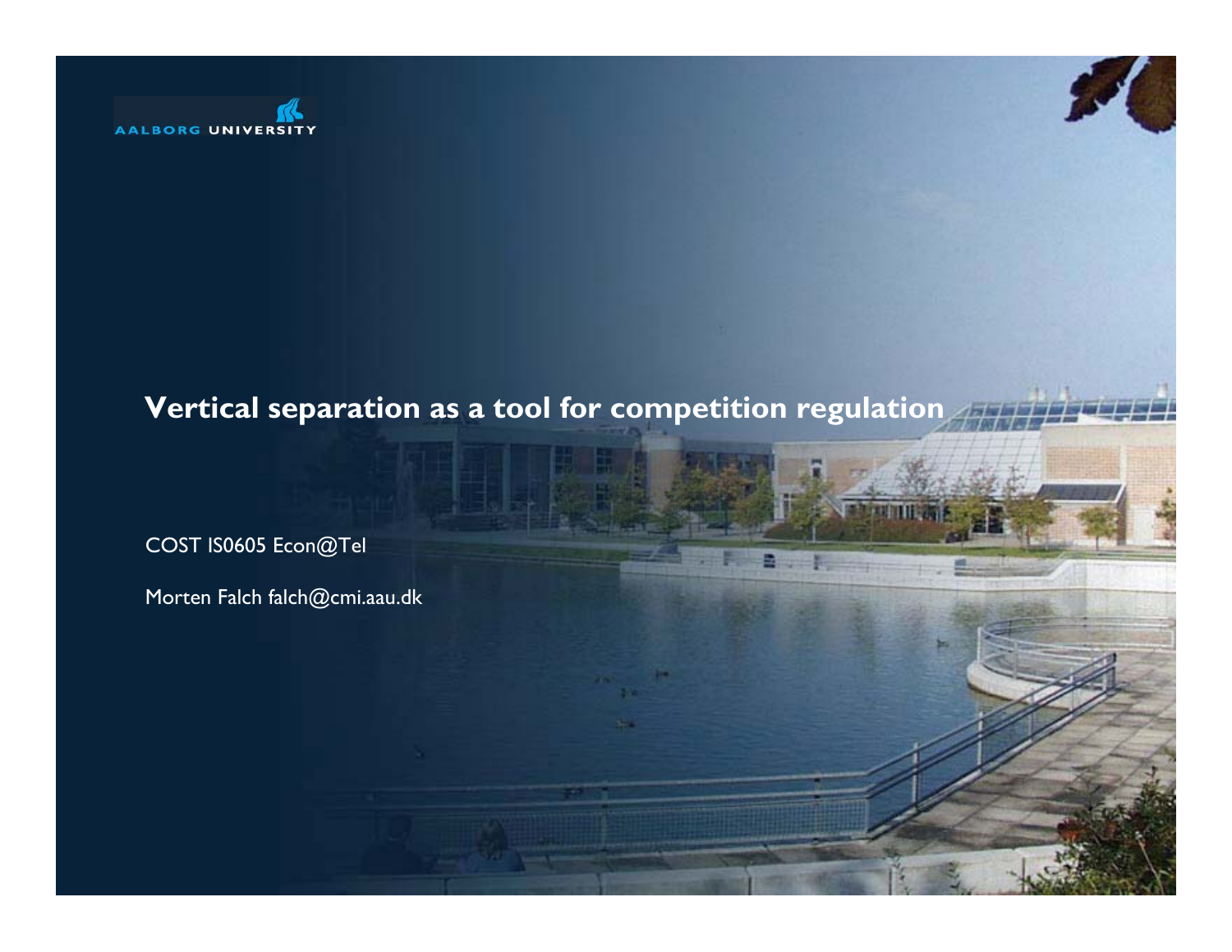AALBORG UNIVERSITY

# Vertical separation as a tool for competition regulation

COST IS0605 Econ@Tel

Morten Falch falch@cmi.aau.dk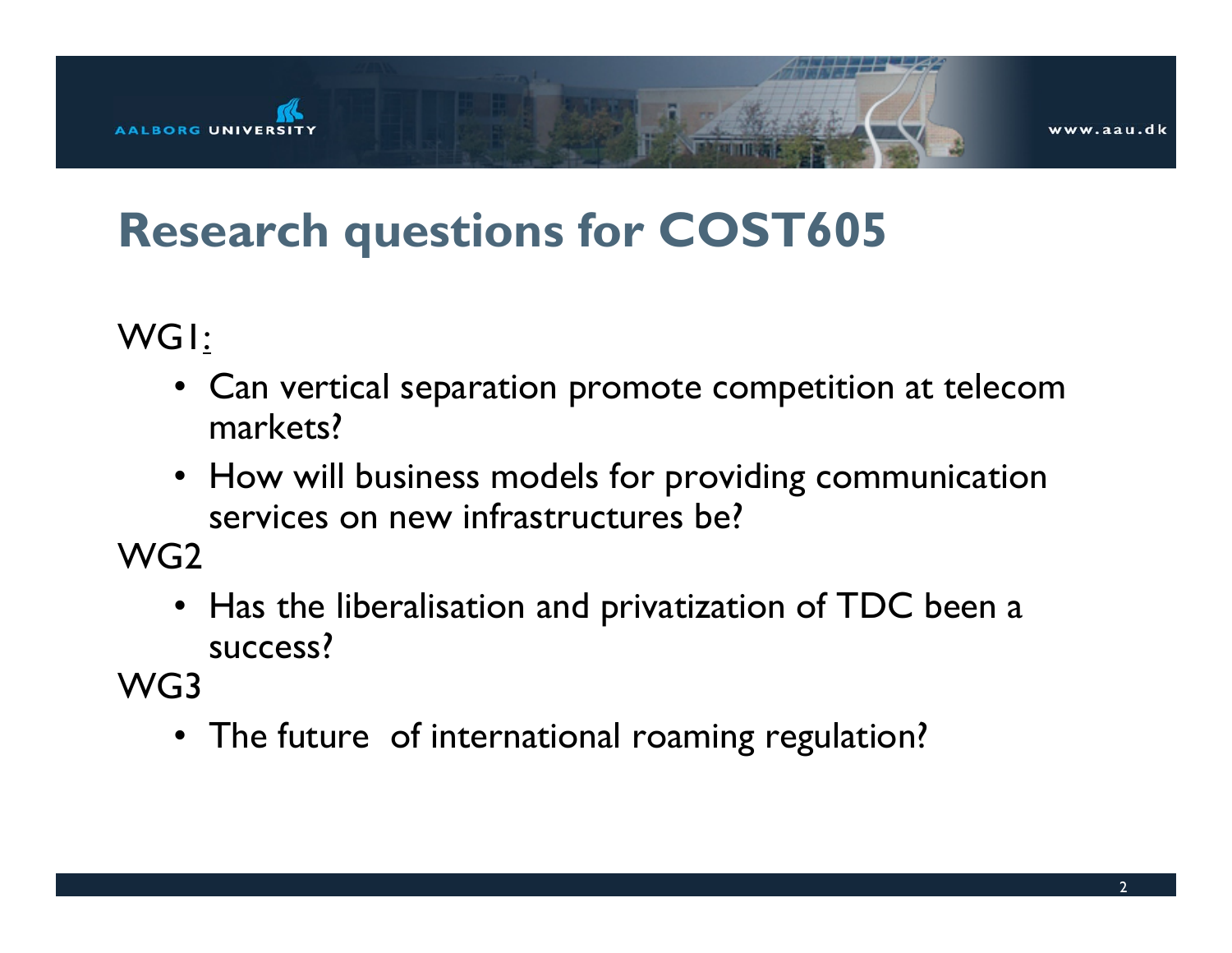# Research questions for COST605

WG1:

- Can vertical separation promote competition at telecom markets?
- How will business models for providing communication services on new infrastructures be?

WG2

- Has the liberalisation and privatization of TDC been a success?

WG3

- The future of international roaming regulation?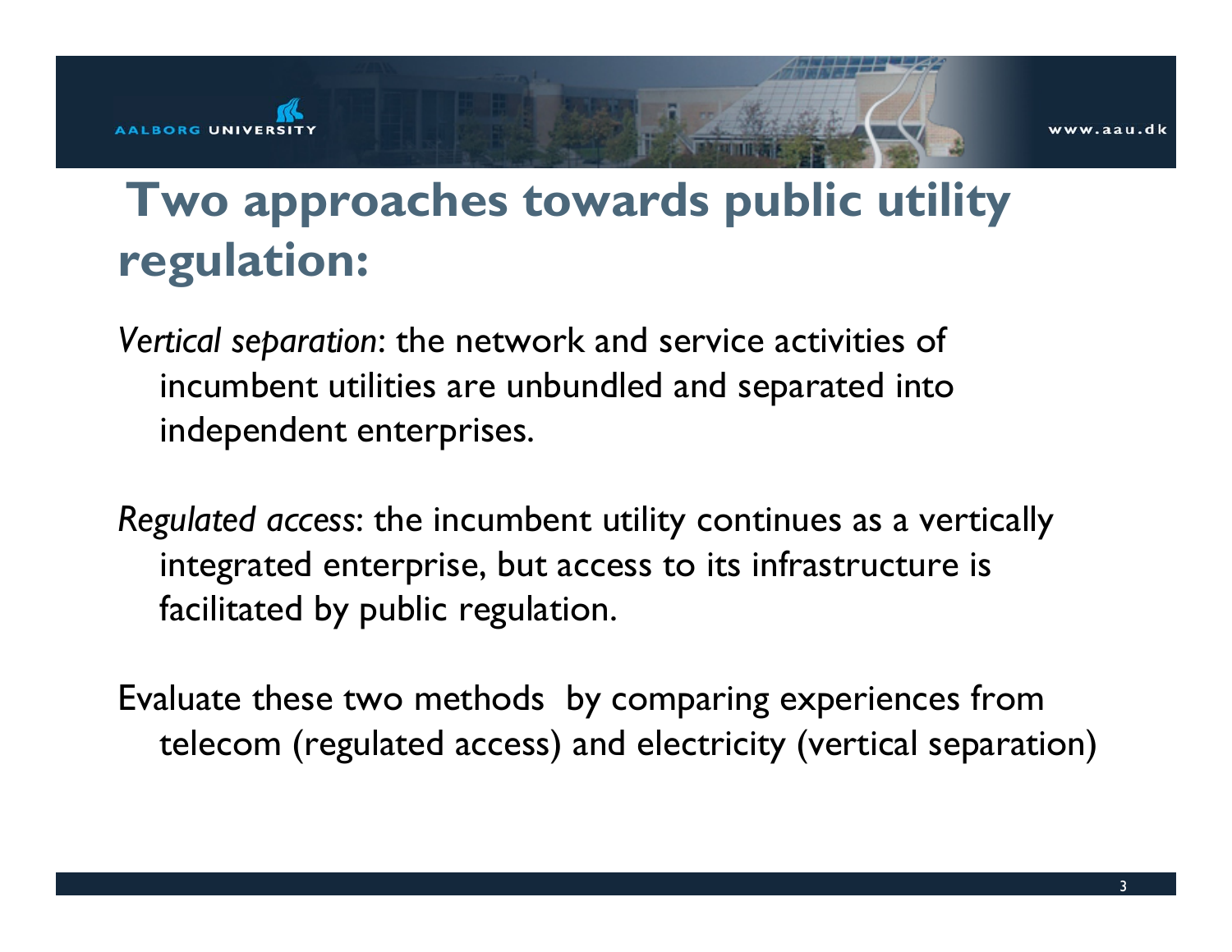# Two approaches towards public utility regulation:

*Vertical separation*: the network and service activities of incumbent utilities are unbundled and separated into independent enterprises.

*Regulated access*: the incumbent utility continues as a vertically integrated enterprise, but access to its infrastructure is facilitated by public regulation.

Evaluate these two methods by comparing experiences from telecom (regulated access) and electricity (vertical separation)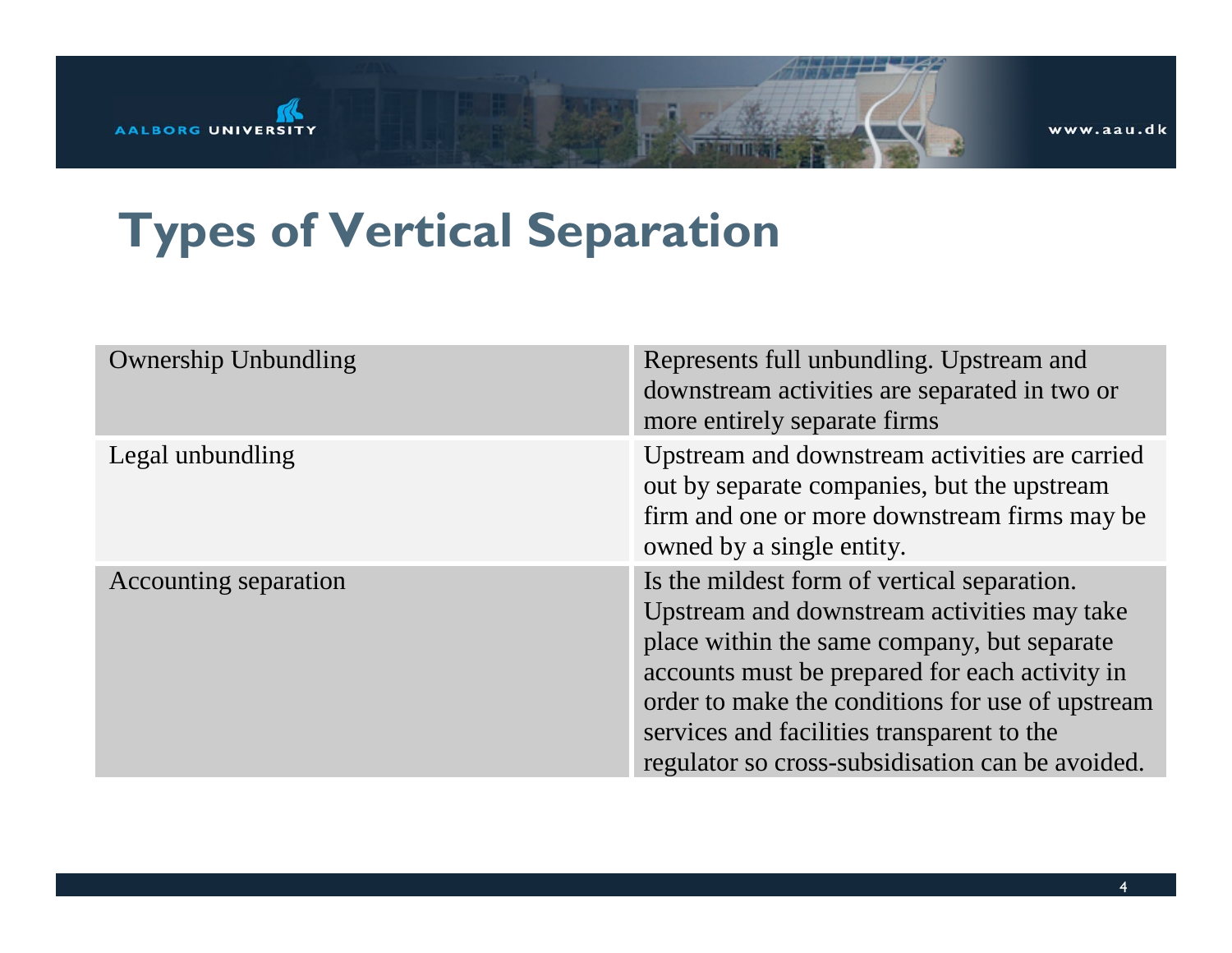# Types of Vertical Separation

| | |
|---|---|
| Ownership Unbundling | Represents full unbundling. Upstream and downstream activities are separated in two or more entirely separate firms |
| Legal unbundling | Upstream and downstream activities are carried out by separate companies, but the upstream firm and one or more downstream firms may be owned by a single entity. |
| Accounting separation | Is the mildest form of vertical separation. Upstream and downstream activities may take place within the same company, but separate accounts must be prepared for each activity in order to make the conditions for use of upstream services and facilities transparent to the regulator so cross-subsidisation can be avoided. |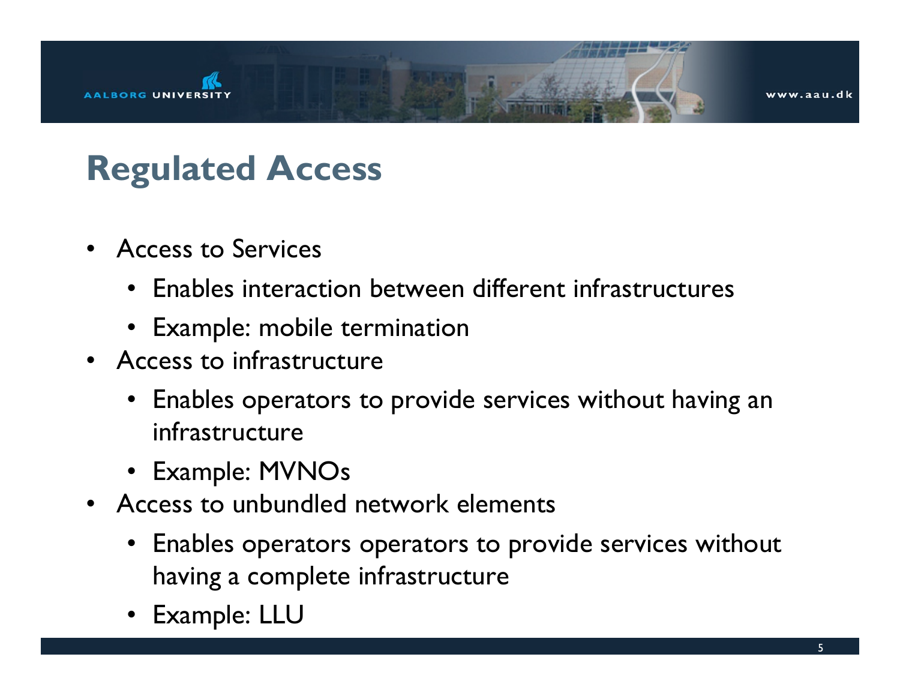# Regulated Access

- Access to Services
  - Enables interaction between different infrastructures
  - Example: mobile termination
- Access to infrastructure
  - Enables operators to provide services without having an infrastructure
  - Example: MVNOs
- Access to unbundled network elements
  - Enables operators operators to provide services without having a complete infrastructure
  - Example: LLU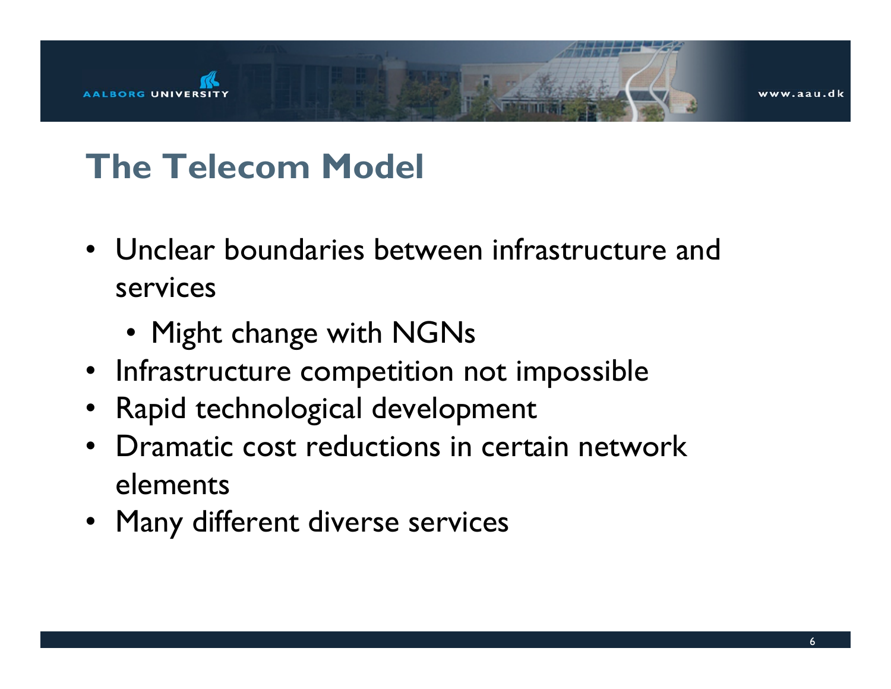# The Telecom Model

- Unclear boundaries between infrastructure and services
  - Might change with NGNs
- Infrastructure competition not impossible
- Rapid technological development
- Dramatic cost reductions in certain network elements
- Many different diverse services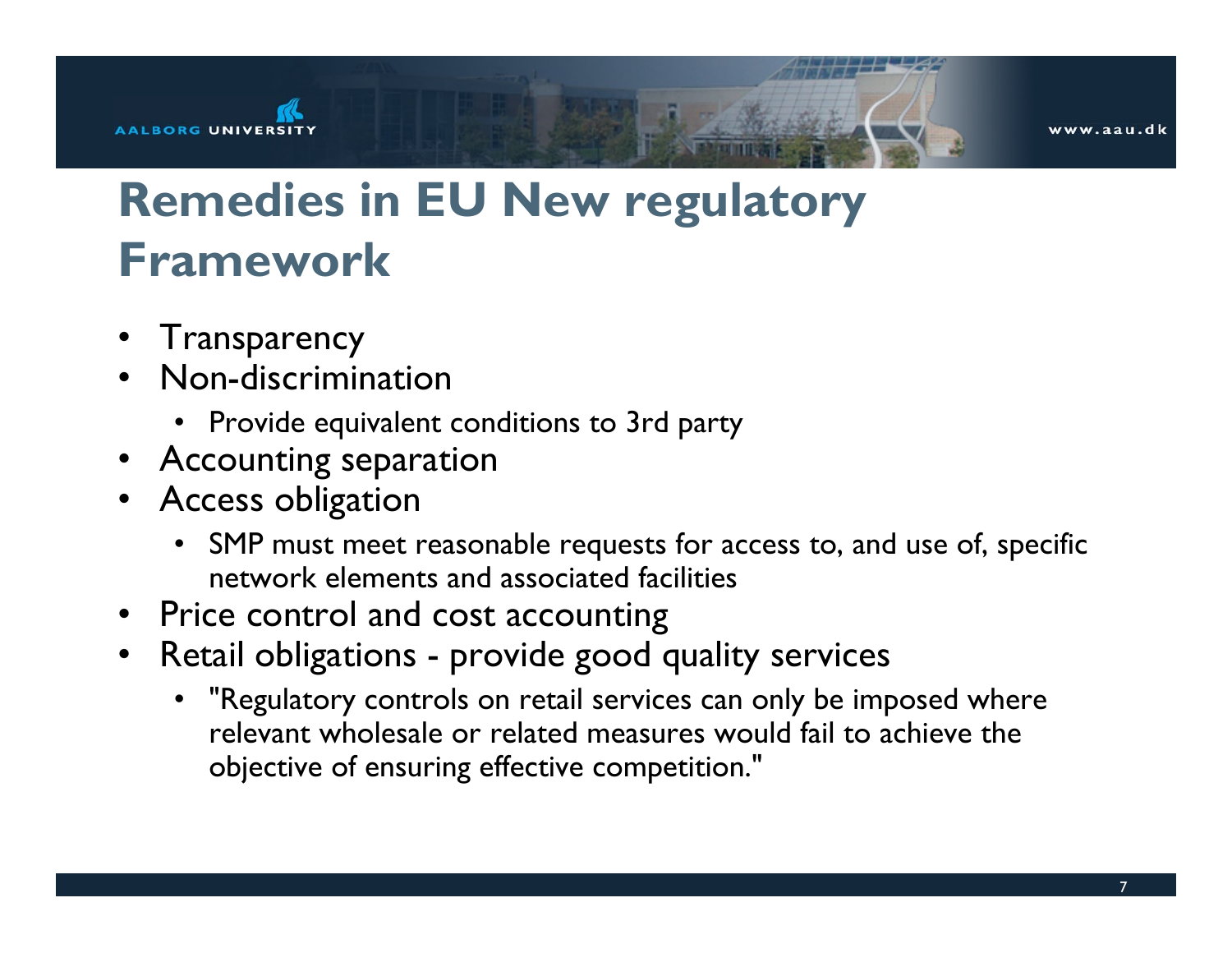# Remedies in EU New regulatory Framework

- Transparency
- Non-discrimination
  - Provide equivalent conditions to 3rd party
- Accounting separation
- Access obligation
  - SMP must meet reasonable requests for access to, and use of, specific network elements and associated facilities
- Price control and cost accounting
- Retail obligations - provide good quality services
  - "Regulatory controls on retail services can only be imposed where relevant wholesale or related measures would fail to achieve the objective of ensuring effective competition."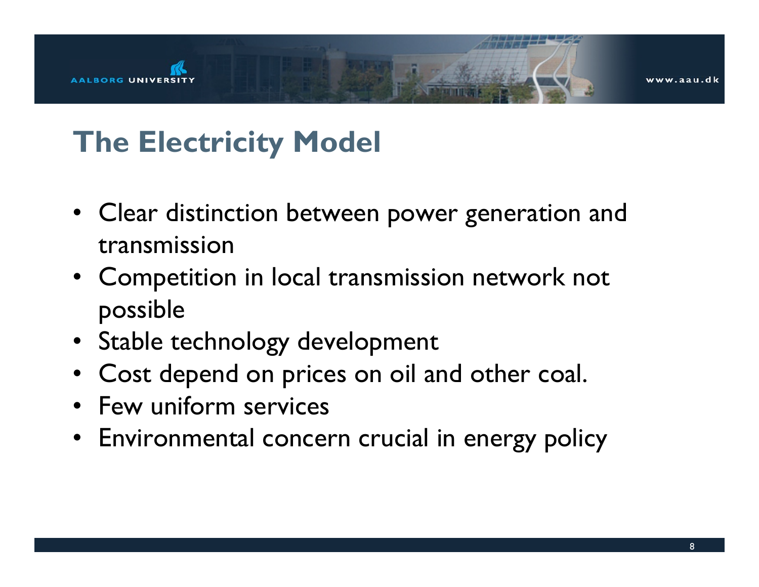# The Electricity Model

- Clear distinction between power generation and transmission
- Competition in local transmission network not possible
- Stable technology development
- Cost depend on prices on oil and other coal.
- Few uniform services
- Environmental concern crucial in energy policy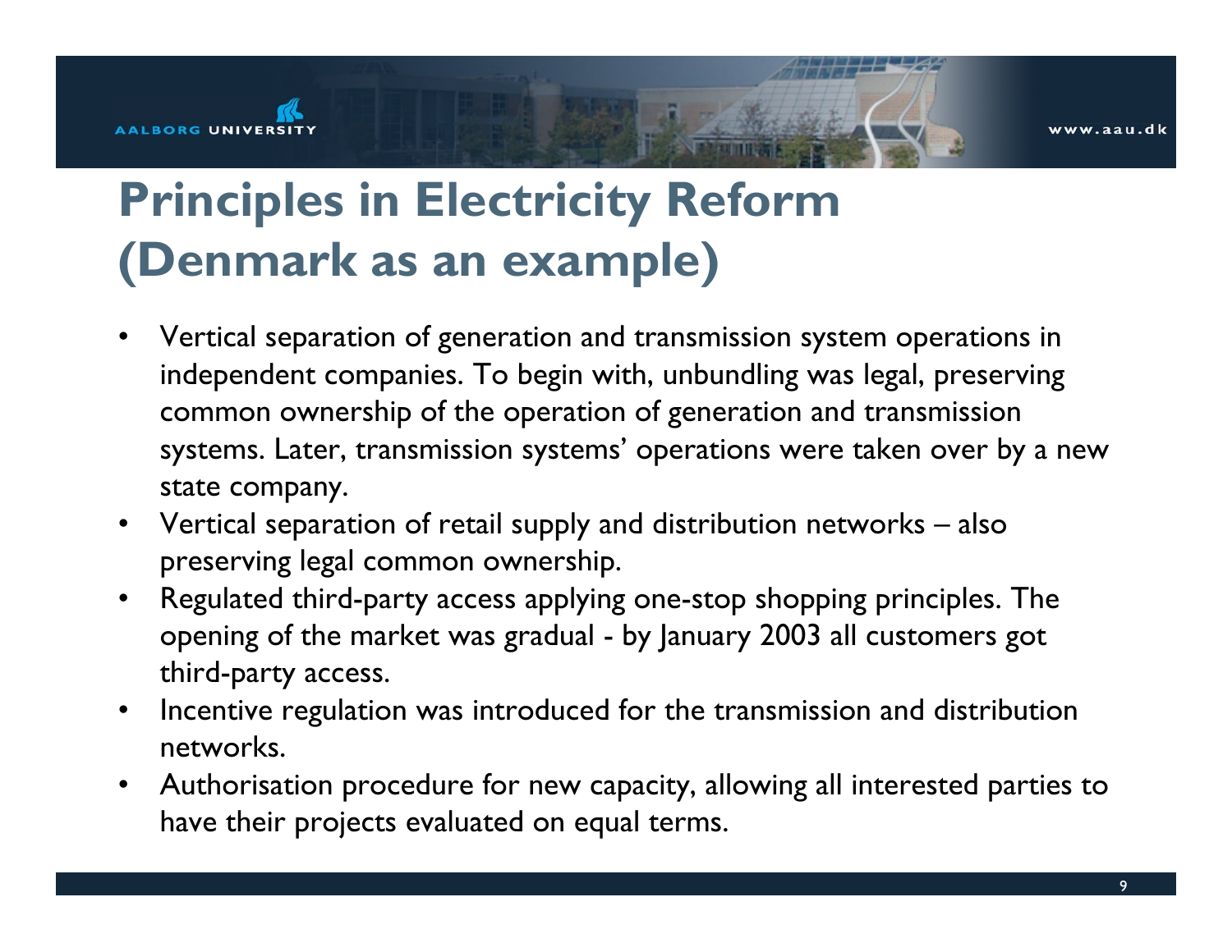# Principles in Electricity Reform (Denmark as an example)

- Vertical separation of generation and transmission system operations in independent companies. To begin with, unbundling was legal, preserving common ownership of the operation of generation and transmission systems. Later, transmission systems' operations were taken over by a new state company.
- Vertical separation of retail supply and distribution networks – also preserving legal common ownership.
- Regulated third-party access applying one-stop shopping principles. The opening of the market was gradual - by January 2003 all customers got third-party access.
- Incentive regulation was introduced for the transmission and distribution networks.
- Authorisation procedure for new capacity, allowing all interested parties to have their projects evaluated on equal terms.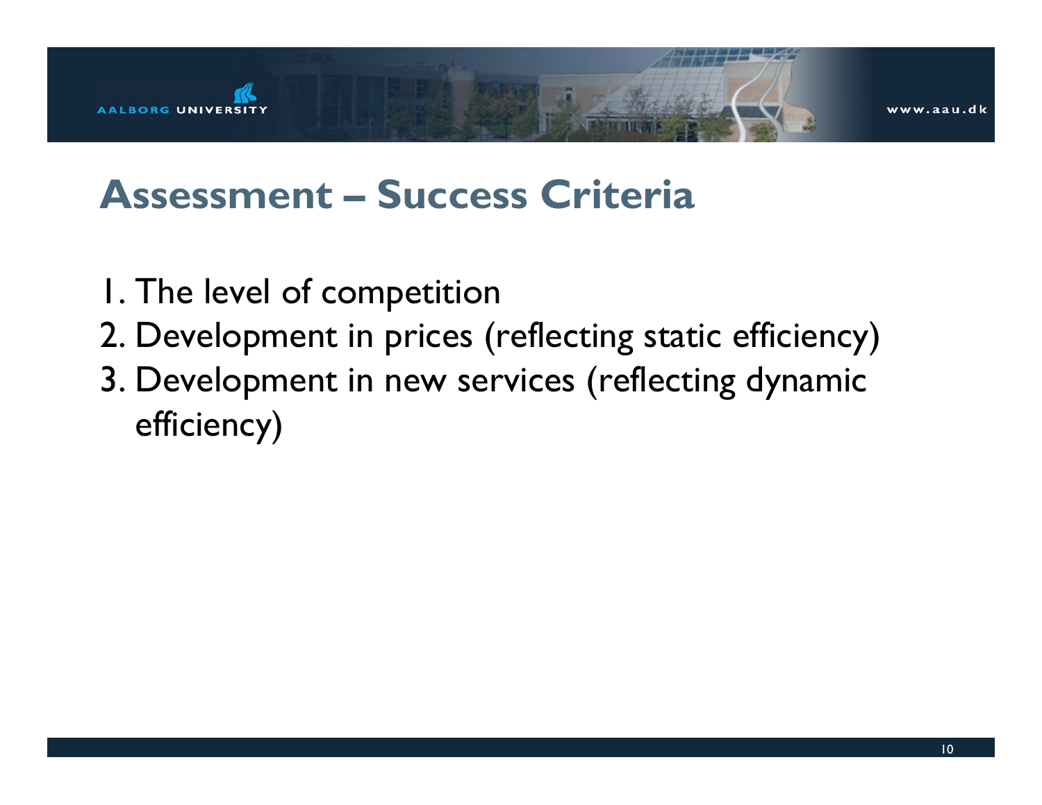# Assessment – Success Criteria

1. The level of competition
2. Development in prices (reflecting static efficiency)
3. Development in new services (reflecting dynamic efficiency)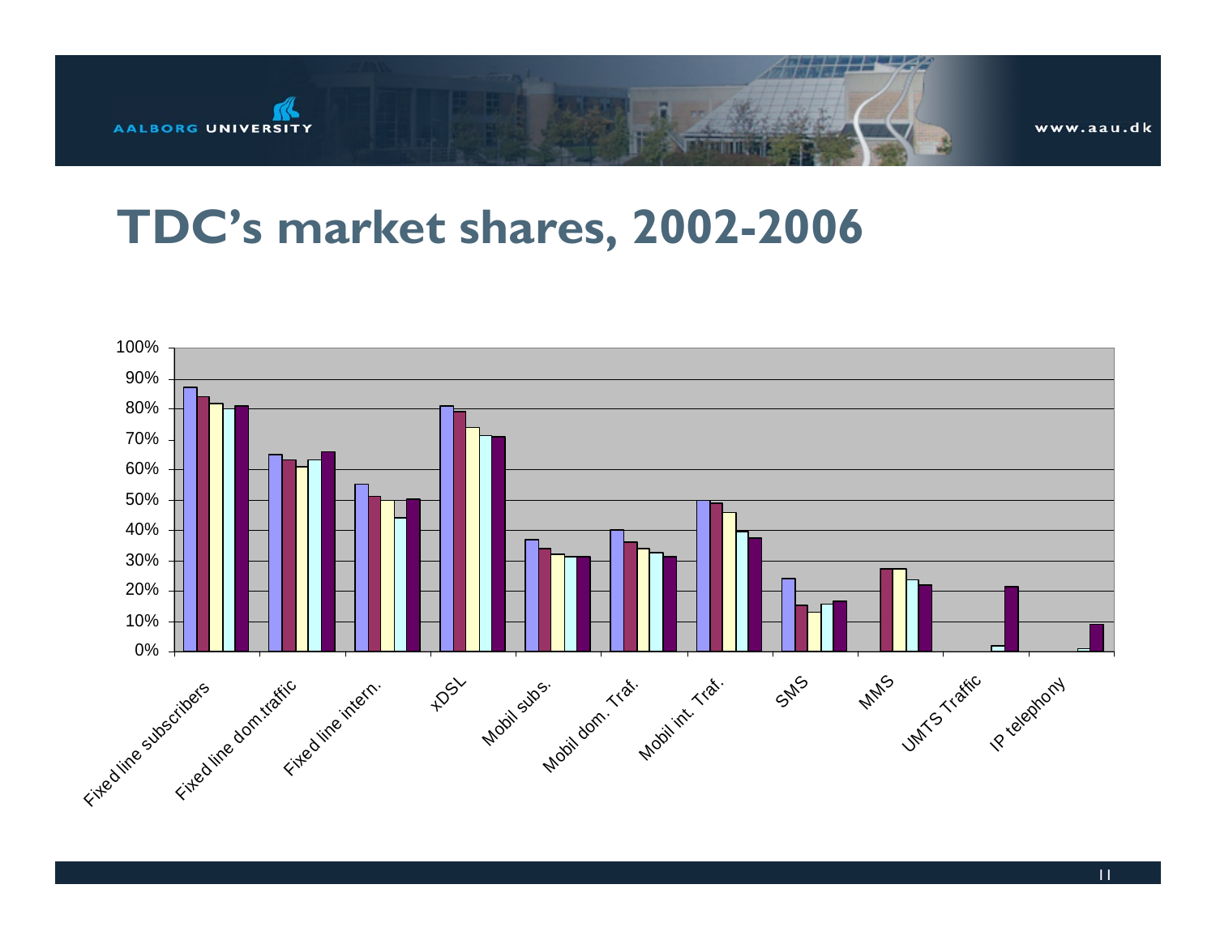# TDC's market shares, 2002-2006

100%
90%
80%
70%
60%
50%
40%
30%
20%
10%
0%

Fixed line subscribers
Fixed line dom.traffic
Fixed line intern.
xDSL
Mobil subs.
Mobil dom. Traf.
Mobil int. Traf.
SMS
MMS
UMTS Traffic
IP telephony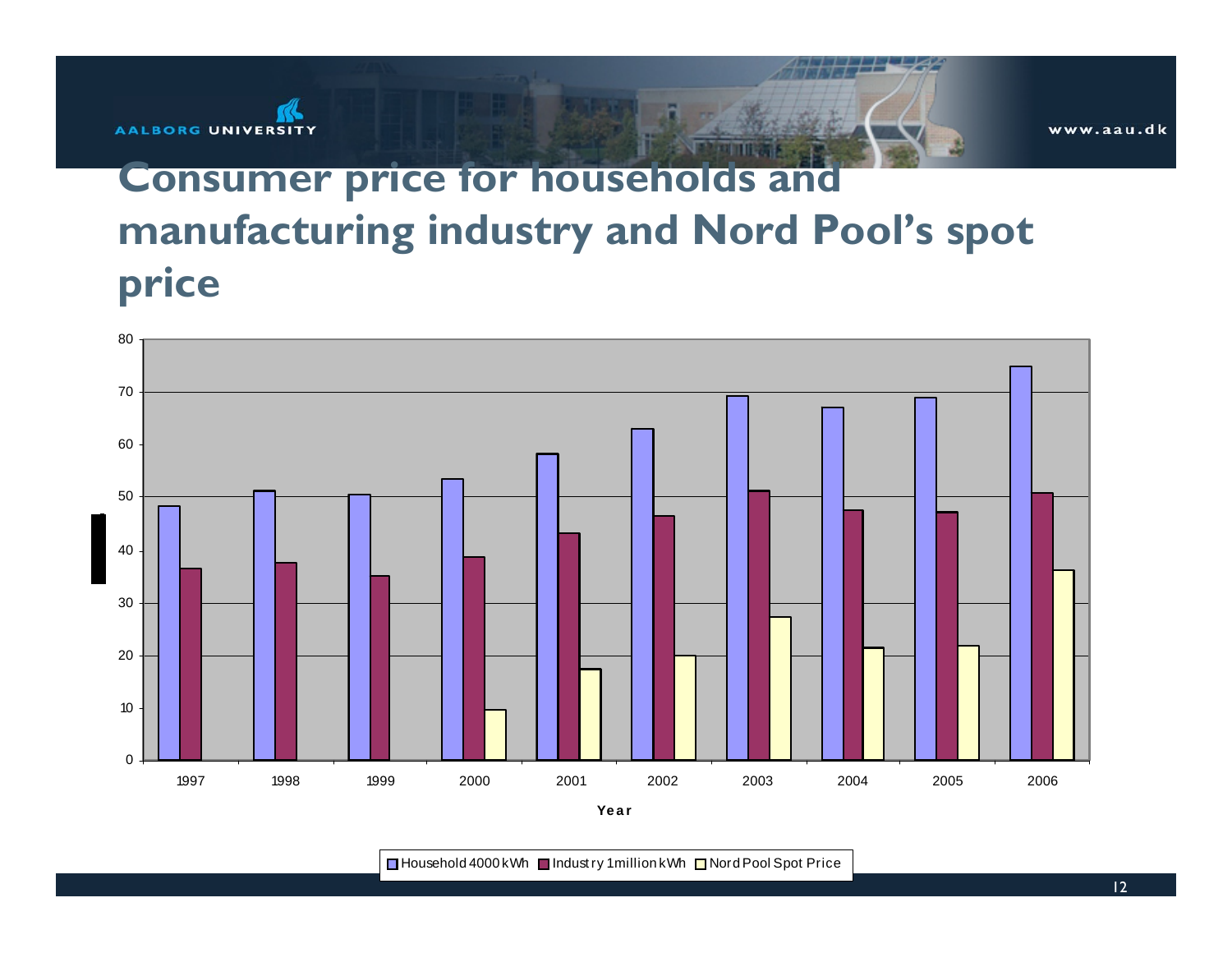# Consumer price for households and manufacturing industry and Nord Pool's spot price

| Year | Household 4000 kWh | Industry 1million kWh | Nord Pool Spot Price |
|---|---|---|---|
| 1997 | 48 | 36.5 | |
| 1998 | 51 | 37.5 | |
| 1999 | 50.5 | 35 | |
| 2000 | 53.5 | 38.5 | 9.5 |
| 2001 | 58 | 43 | 17.5 |
| 2002 | 63 | 46.5 | 20 |
| 2003 | 69 | 51 | 27.5 |
| 2004 | 67 | 47.5 | 21.5 |
| 2005 | 69 | 47 | 22 |
| 2006 | 75 | 51 | 36 |

Year

■ Household 4000 kWh ■ Industry 1million kWh □ Nord Pool Spot Price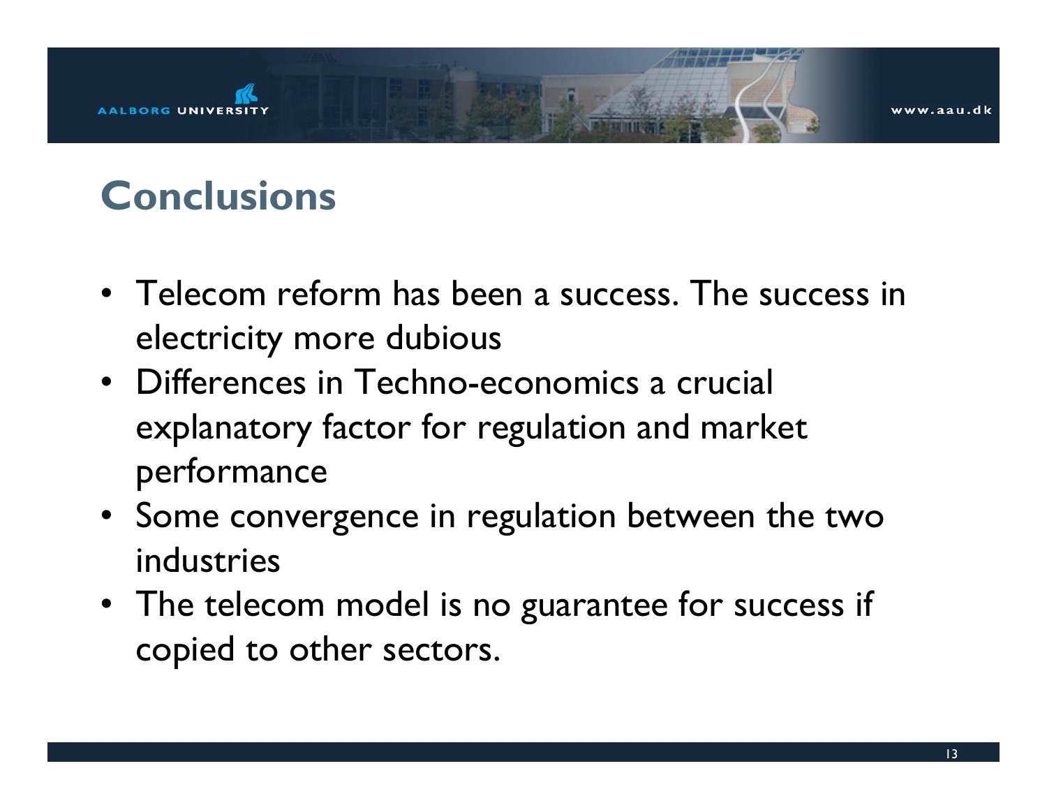# Conclusions

- Telecom reform has been a success. The success in electricity more dubious
- Differences in Techno-economics a crucial explanatory factor for regulation and market performance
- Some convergence in regulation between the two industries
- The telecom model is no guarantee for success if copied to other sectors.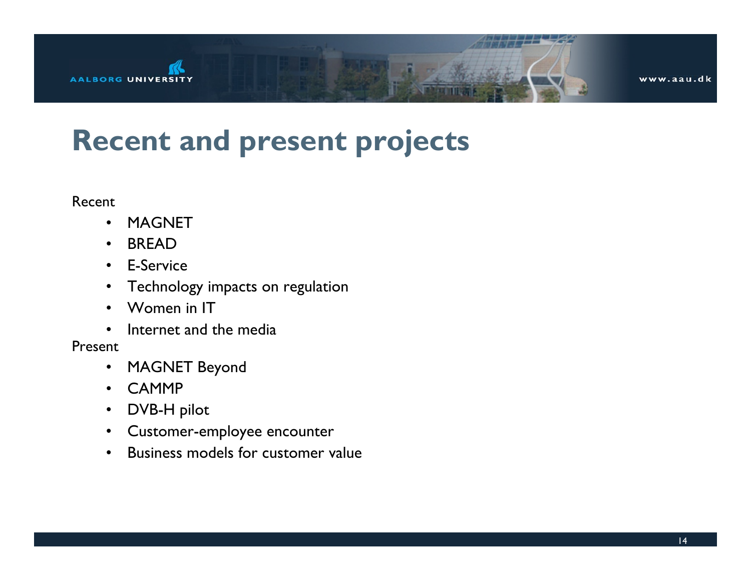# Recent and present projects

Recent

- MAGNET
- BREAD
- E-Service
- Technology impacts on regulation
- Women in IT
- Internet and the media

Present

- MAGNET Beyond
- CAMMP
- DVB-H pilot
- Customer-employee encounter
- Business models for customer value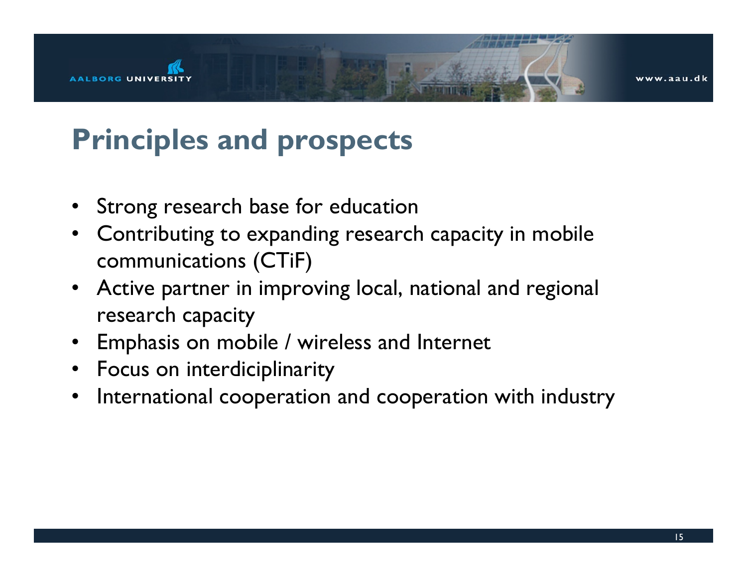# Principles and prospects

- Strong research base for education
- Contributing to expanding research capacity in mobile communications (CTiF)
- Active partner in improving local, national and regional research capacity
- Emphasis on mobile / wireless and Internet
- Focus on interdiciplinarity
- International cooperation and cooperation with industry